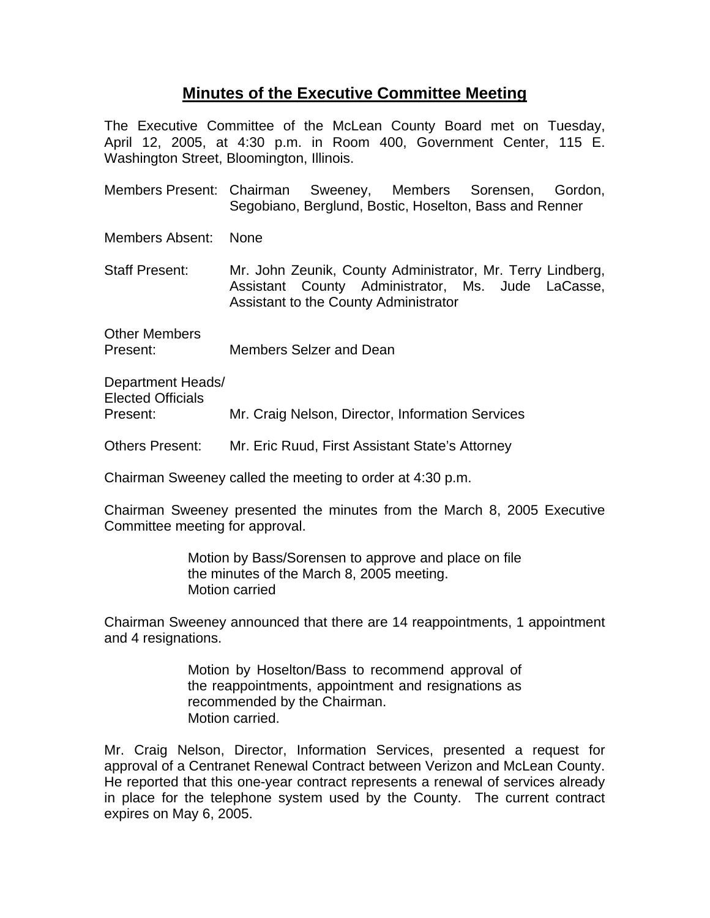# Minutes of the Executive Committee Meeting

The Executive Committee of the McLean County Board met on Tuesday, April 12, 2005, at 4:30 p.m. in Room 400, Government Center, 115 E. Washington Street, Bloomington, Illinois.

Members Present: Chairman Sweeney, Members Sorensen, Gordon, Segobiano, Berglund, Bostic, Hoselton, Bass and Renner

Members Absent: None

Staff Present: Mr. John Zeunik, County Administrator, Mr. Terry Lindberg, Assistant County Administrator, Ms. Jude LaCasse, Assistant to the County Administrator

Other Members Present: Members Selzer and Dean

Department Heads/ Elected Officials Present: Mr. Craig Nelson, Director, Information Services

Others Present: Mr. Eric Ruud, First Assistant State's Attorney

Chairman Sweeney called the meeting to order at 4:30 p.m.

Chairman Sweeney presented the minutes from the March 8, 2005 Executive Committee meeting for approval.

> Motion by Bass/Sorensen to approve and place on file the minutes of the March 8, 2005 meeting.
> Motion carried

Chairman Sweeney announced that there are 14 reappointments, 1 appointment and 4 resignations.

> Motion by Hoselton/Bass to recommend approval of the reappointments, appointment and resignations as recommended by the Chairman.
> Motion carried.

Mr. Craig Nelson, Director, Information Services, presented a request for approval of a Centranet Renewal Contract between Verizon and McLean County. He reported that this one-year contract represents a renewal of services already in place for the telephone system used by the County. The current contract expires on May 6, 2005.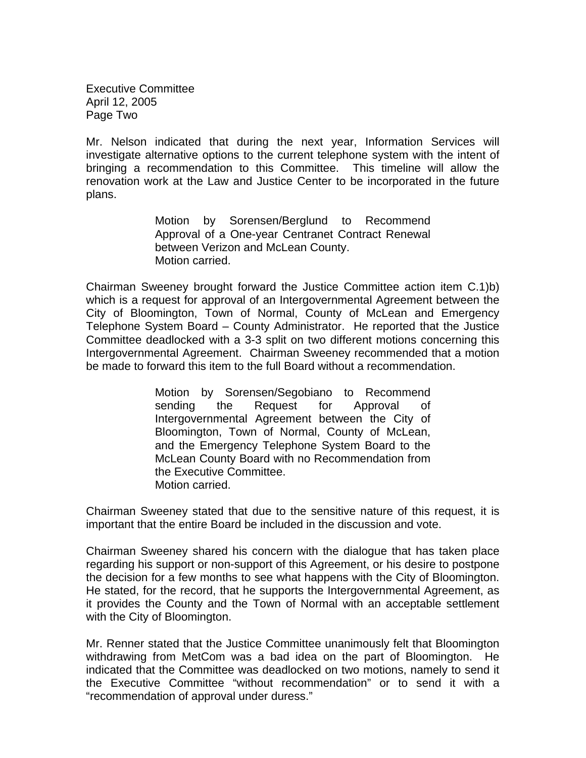Mr. Nelson indicated that during the next year, Information Services will investigate alternative options to the current telephone system with the intent of bringing a recommendation to this Committee. This timeline will allow the renovation work at the Law and Justice Center to be incorporated in the future plans.

> Motion by Sorensen/Berglund to Recommend Approval of a One-year Centranet Contract Renewal between Verizon and McLean County.
> Motion carried.

Chairman Sweeney brought forward the Justice Committee action item C.1)b) which is a request for approval of an Intergovernmental Agreement between the City of Bloomington, Town of Normal, County of McLean and Emergency Telephone System Board – County Administrator. He reported that the Justice Committee deadlocked with a 3-3 split on two different motions concerning this Intergovernmental Agreement. Chairman Sweeney recommended that a motion be made to forward this item to the full Board without a recommendation.

> Motion by Sorensen/Segobiano to Recommend sending the Request for Approval of Intergovernmental Agreement between the City of Bloomington, Town of Normal, County of McLean, and the Emergency Telephone System Board to the McLean County Board with no Recommendation from the Executive Committee.
> Motion carried.

Chairman Sweeney stated that due to the sensitive nature of this request, it is important that the entire Board be included in the discussion and vote.

Chairman Sweeney shared his concern with the dialogue that has taken place regarding his support or non-support of this Agreement, or his desire to postpone the decision for a few months to see what happens with the City of Bloomington. He stated, for the record, that he supports the Intergovernmental Agreement, as it provides the County and the Town of Normal with an acceptable settlement with the City of Bloomington.

Mr. Renner stated that the Justice Committee unanimously felt that Bloomington withdrawing from MetCom was a bad idea on the part of Bloomington. He indicated that the Committee was deadlocked on two motions, namely to send it the Executive Committee "without recommendation" or to send it with a "recommendation of approval under duress."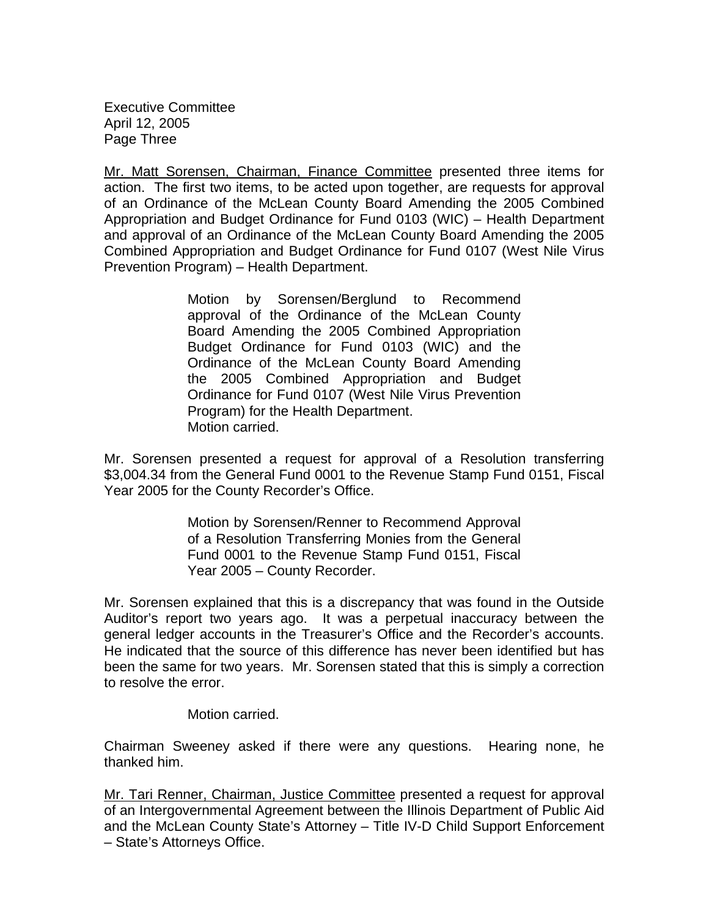Mr. Matt Sorensen, Chairman, Finance Committee presented three items for action. The first two items, to be acted upon together, are requests for approval of an Ordinance of the McLean County Board Amending the 2005 Combined Appropriation and Budget Ordinance for Fund 0103 (WIC) – Health Department and approval of an Ordinance of the McLean County Board Amending the 2005 Combined Appropriation and Budget Ordinance for Fund 0107 (West Nile Virus Prevention Program) – Health Department.

> Motion by Sorensen/Berglund to Recommend approval of the Ordinance of the McLean County Board Amending the 2005 Combined Appropriation Budget Ordinance for Fund 0103 (WIC) and the Ordinance of the McLean County Board Amending the 2005 Combined Appropriation and Budget Ordinance for Fund 0107 (West Nile Virus Prevention Program) for the Health Department.
> Motion carried.

Mr. Sorensen presented a request for approval of a Resolution transferring $3,004.34 from the General Fund 0001 to the Revenue Stamp Fund 0151, Fiscal Year 2005 for the County Recorder's Office.

> Motion by Sorensen/Renner to Recommend Approval of a Resolution Transferring Monies from the General Fund 0001 to the Revenue Stamp Fund 0151, Fiscal Year 2005 – County Recorder.

Mr. Sorensen explained that this is a discrepancy that was found in the Outside Auditor's report two years ago. It was a perpetual inaccuracy between the general ledger accounts in the Treasurer's Office and the Recorder's accounts. He indicated that the source of this difference has never been identified but has been the same for two years. Mr. Sorensen stated that this is simply a correction to resolve the error.

> Motion carried.

Chairman Sweeney asked if there were any questions. Hearing none, he thanked him.

Mr. Tari Renner, Chairman, Justice Committee presented a request for approval of an Intergovernmental Agreement between the Illinois Department of Public Aid and the McLean County State's Attorney – Title IV-D Child Support Enforcement – State's Attorneys Office.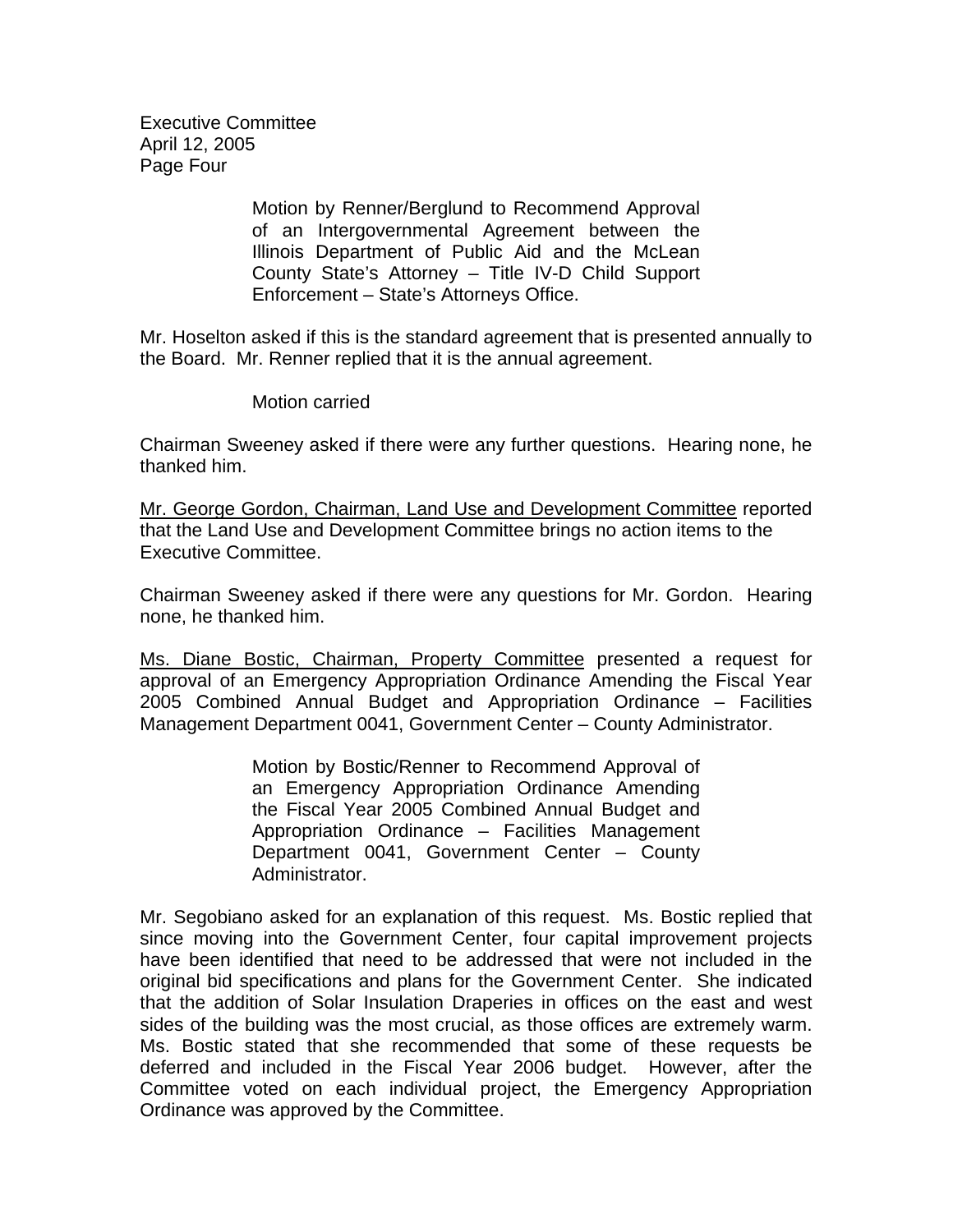Motion by Renner/Berglund to Recommend Approval of an Intergovernmental Agreement between the Illinois Department of Public Aid and the McLean County State's Attorney – Title IV-D Child Support Enforcement – State's Attorneys Office.

Mr. Hoselton asked if this is the standard agreement that is presented annually to the Board. Mr. Renner replied that it is the annual agreement.

Motion carried

Chairman Sweeney asked if there were any further questions. Hearing none, he thanked him.

Mr. George Gordon, Chairman, Land Use and Development Committee reported that the Land Use and Development Committee brings no action items to the Executive Committee.

Chairman Sweeney asked if there were any questions for Mr. Gordon. Hearing none, he thanked him.

Ms. Diane Bostic, Chairman, Property Committee presented a request for approval of an Emergency Appropriation Ordinance Amending the Fiscal Year 2005 Combined Annual Budget and Appropriation Ordinance – Facilities Management Department 0041, Government Center – County Administrator.

Motion by Bostic/Renner to Recommend Approval of an Emergency Appropriation Ordinance Amending the Fiscal Year 2005 Combined Annual Budget and Appropriation Ordinance – Facilities Management Department 0041, Government Center – County Administrator.

Mr. Segobiano asked for an explanation of this request. Ms. Bostic replied that since moving into the Government Center, four capital improvement projects have been identified that need to be addressed that were not included in the original bid specifications and plans for the Government Center. She indicated that the addition of Solar Insulation Draperies in offices on the east and west sides of the building was the most crucial, as those offices are extremely warm. Ms. Bostic stated that she recommended that some of these requests be deferred and included in the Fiscal Year 2006 budget. However, after the Committee voted on each individual project, the Emergency Appropriation Ordinance was approved by the Committee.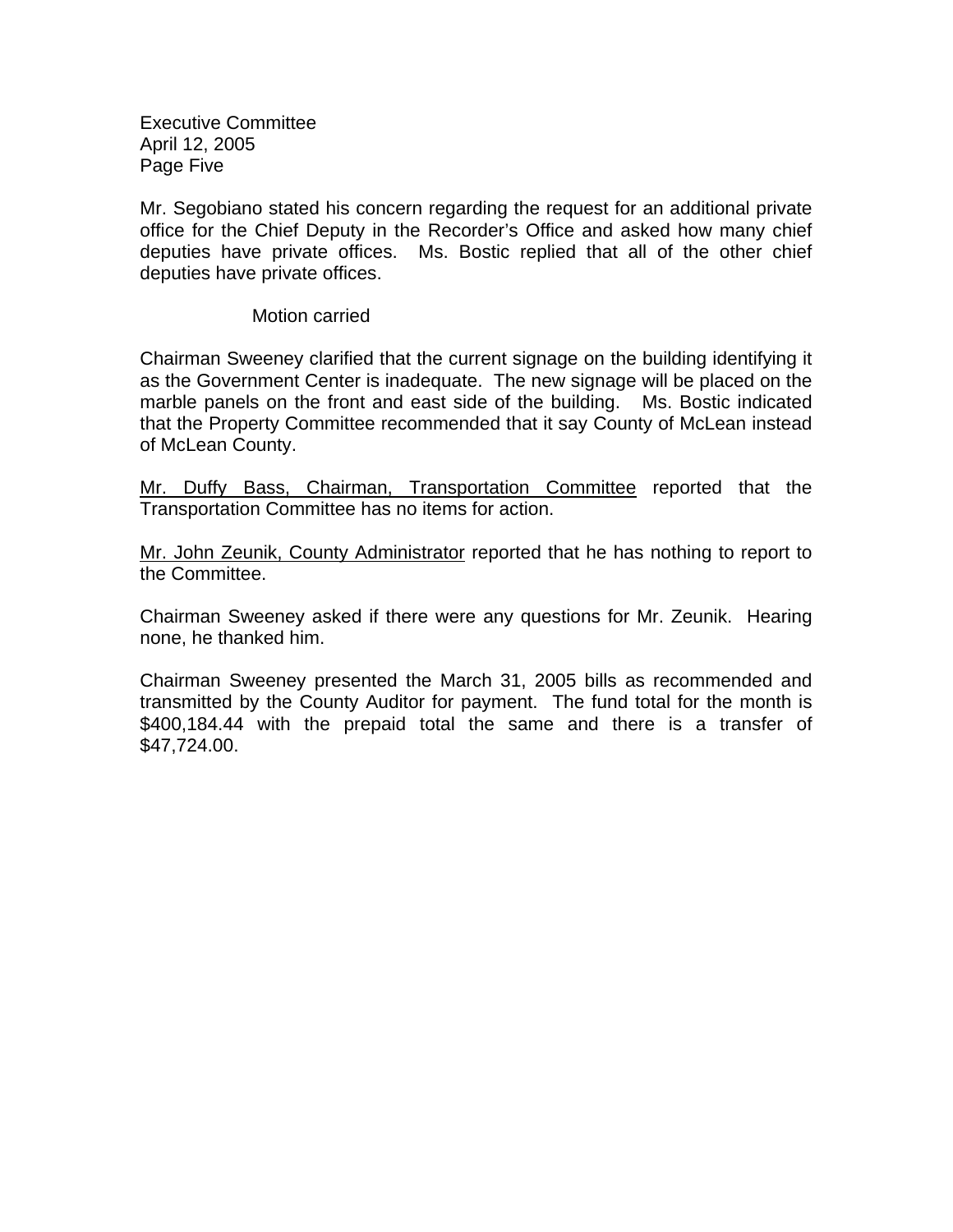Mr. Segobiano stated his concern regarding the request for an additional private office for the Chief Deputy in the Recorder's Office and asked how many chief deputies have private offices. Ms. Bostic replied that all of the other chief deputies have private offices.

Motion carried

Chairman Sweeney clarified that the current signage on the building identifying it as the Government Center is inadequate. The new signage will be placed on the marble panels on the front and east side of the building. Ms. Bostic indicated that the Property Committee recommended that it say County of McLean instead of McLean County.

<u>Mr. Duffy Bass, Chairman, Transportation Committee</u> reported that the Transportation Committee has no items for action.

<u>Mr. John Zeunik, County Administrator</u> reported that he has nothing to report to the Committee.

Chairman Sweeney asked if there were any questions for Mr. Zeunik. Hearing none, he thanked him.

Chairman Sweeney presented the March 31, 2005 bills as recommended and transmitted by the County Auditor for payment. The fund total for the month is $400,184.44 with the prepaid total the same and there is a transfer of $47,724.00.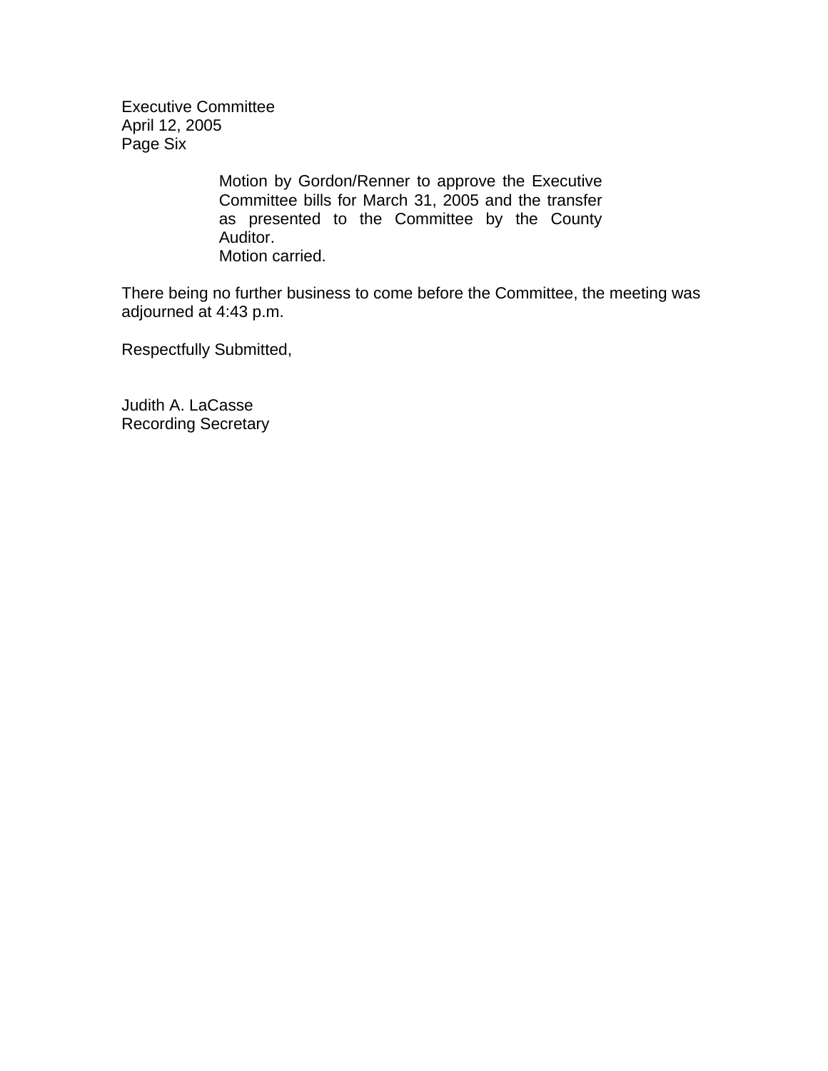Motion by Gordon/Renner to approve the Executive Committee bills for March 31, 2005 and the transfer as presented to the Committee by the County Auditor.
Motion carried.

There being no further business to come before the Committee, the meeting was adjourned at 4:43 p.m.

Respectfully Submitted,

Judith A. LaCasse
Recording Secretary